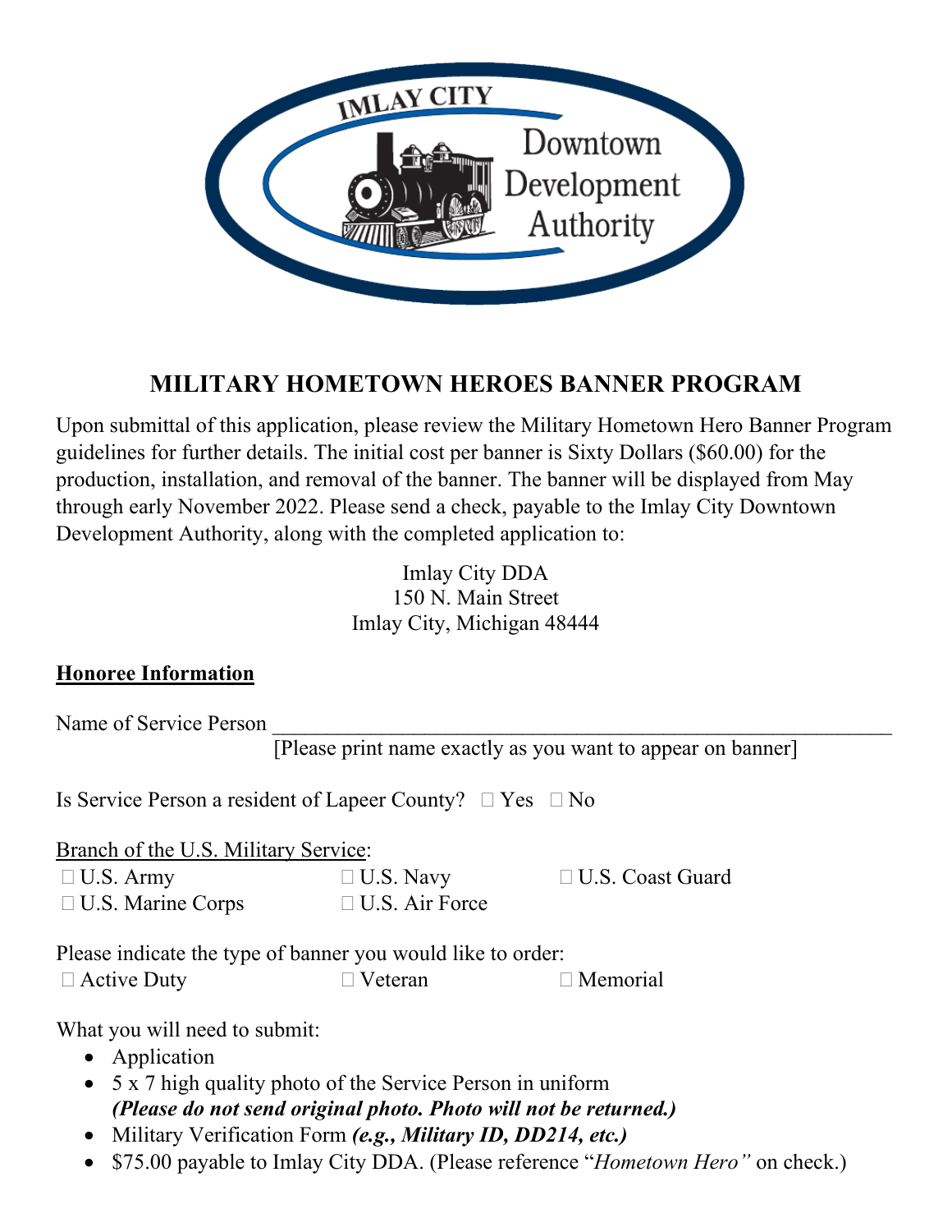IMLAY CITY Downtown Development Authority

# MILITARY HOMETOWN HEROES BANNER PROGRAM

Upon submittal of this application, please review the Military Hometown Hero Banner Program guidelines for further details. The initial cost per banner is Sixty Dollars ($60.00) for the production, installation, and removal of the banner. The banner will be displayed from May through early November 2022. Please send a check, payable to the Imlay City Downtown Development Authority, along with the completed application to:

Imlay City DDA
150 N. Main Street
Imlay City, Michigan 48444

## Honoree Information

Name of Service Person ____________________________________________________________
[Please print name exactly as you want to appear on banner]

Is Service Person a resident of Lapeer County? ☐ Yes ☐ No

Branch of the U.S. Military Service:

☐ U.S. Army ☐ U.S. Navy ☐ U.S. Coast Guard
☐ U.S. Marine Corps ☐ U.S. Air Force

Please indicate the type of banner you would like to order:

☐ Active Duty ☐ Veteran ☐ Memorial

What you will need to submit:

- Application
- 5 x 7 high quality photo of the Service Person in uniform
  ***(Please do not send original photo. Photo will not be returned.)***
- Military Verification Form ***(e.g., Military ID, DD214, etc.)***
- $75.00 payable to Imlay City DDA. (Please reference "*Hometown Hero"* on check.)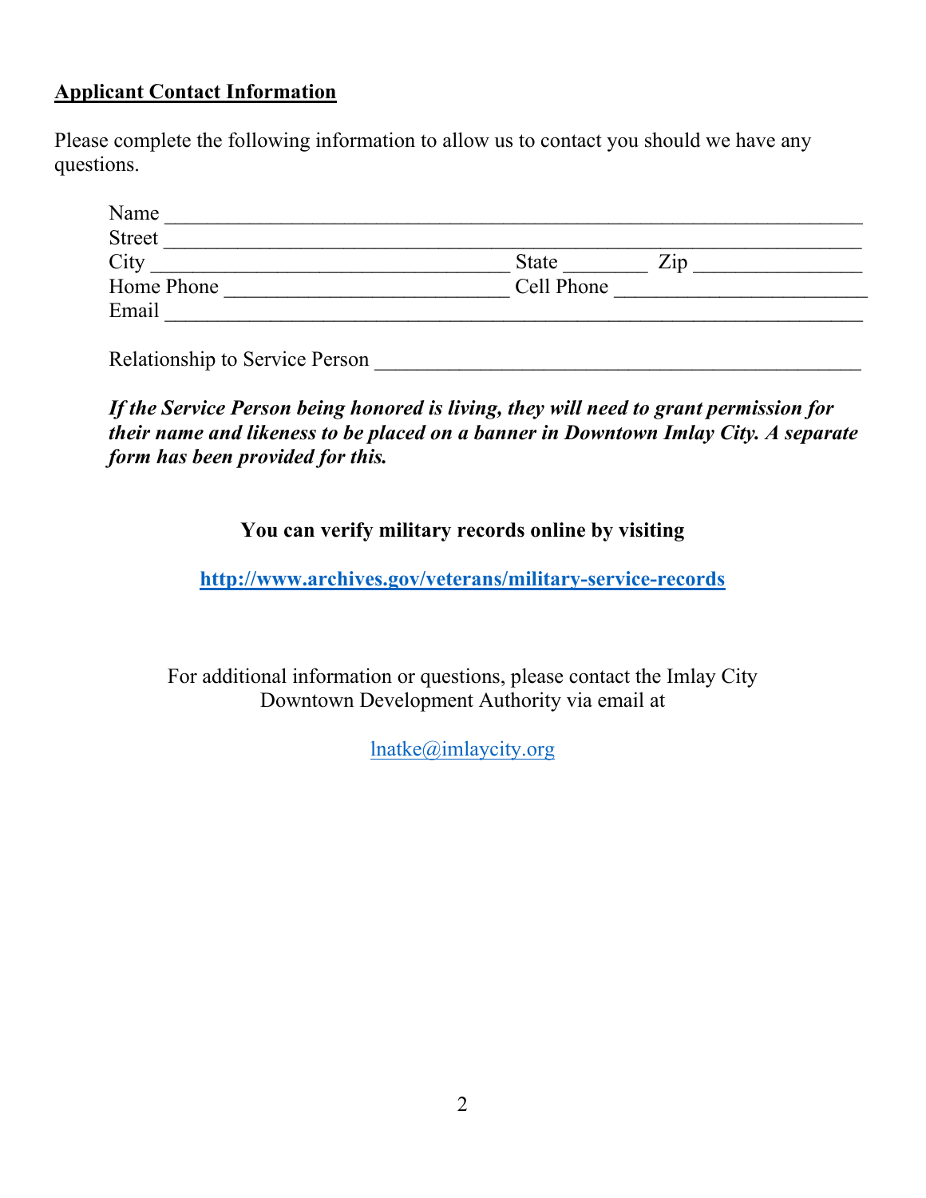**Applicant Contact Information**

Please complete the following information to allow us to contact you should we have any questions.

Name ______________________________________________________________
Street ______________________________________________________________
City _________________________________ State ________ Zip ________________
Home Phone ___________________________ Cell Phone ________________________
Email ______________________________________________________________

Relationship to Service Person _______________________________________________

***If the Service Person being honored is living, they will need to grant permission for their name and likeness to be placed on a banner in Downtown Imlay City. A separate form has been provided for this.***

**You can verify military records online by visiting**

**http://www.archives.gov/veterans/military-service-records**

For additional information or questions, please contact the Imlay City Downtown Development Authority via email at

lnatke@imlaycity.org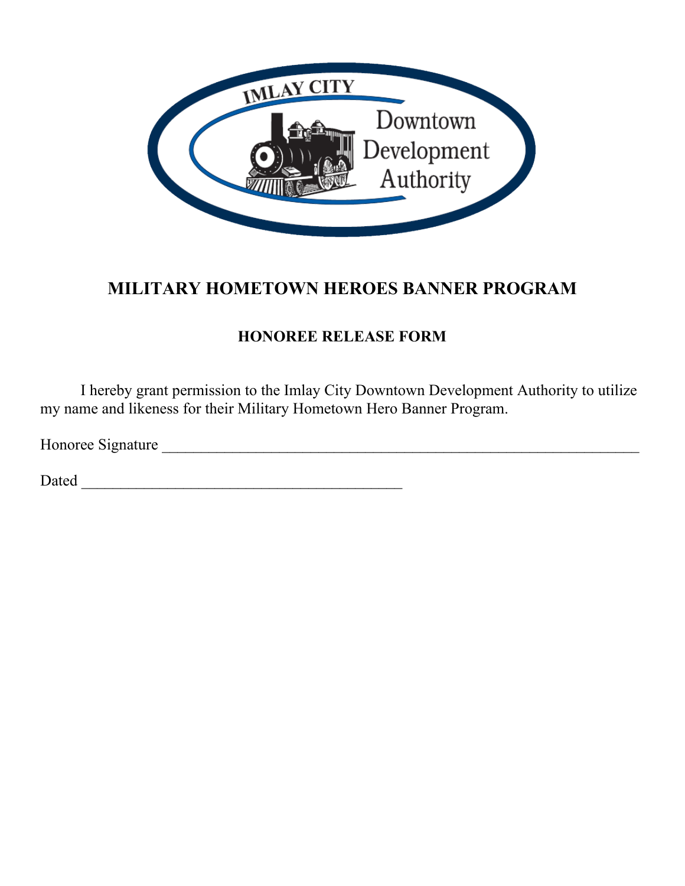IMLAY CITY Downtown Development Authority

# MILITARY HOMETOWN HEROES BANNER PROGRAM

## HONOREE RELEASE FORM

I hereby grant permission to the Imlay City Downtown Development Authority to utilize my name and likeness for their Military Hometown Hero Banner Program.

Honoree Signature ______________________________________________________________

Dated __________________________________________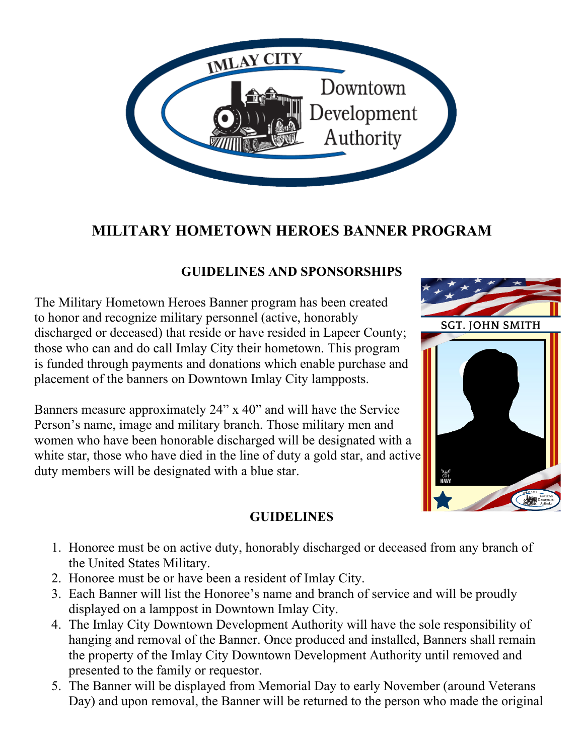# MILITARY HOMETOWN HEROES BANNER PROGRAM

## GUIDELINES AND SPONSORSHIPS

The Military Hometown Heroes Banner program has been created to honor and recognize military personnel (active, honorably discharged or deceased) that reside or have resided in Lapeer County; those who can and do call Imlay City their hometown. This program is funded through payments and donations which enable purchase and placement of the banners on Downtown Imlay City lampposts.

Banners measure approximately 24" x 40" and will have the Service Person's name, image and military branch. Those military men and women who have been honorable discharged will be designated with a white star, those who have died in the line of duty a gold star, and active duty members will be designated with a blue star.

## GUIDELINES

1. Honoree must be on active duty, honorably discharged or deceased from any branch of the United States Military.
2. Honoree must be or have been a resident of Imlay City.
3. Each Banner will list the Honoree's name and branch of service and will be proudly displayed on a lamppost in Downtown Imlay City.
4. The Imlay City Downtown Development Authority will have the sole responsibility of hanging and removal of the Banner. Once produced and installed, Banners shall remain the property of the Imlay City Downtown Development Authority until removed and presented to the family or requestor.
5. The Banner will be displayed from Memorial Day to early November (around Veterans Day) and upon removal, the Banner will be returned to the person who made the original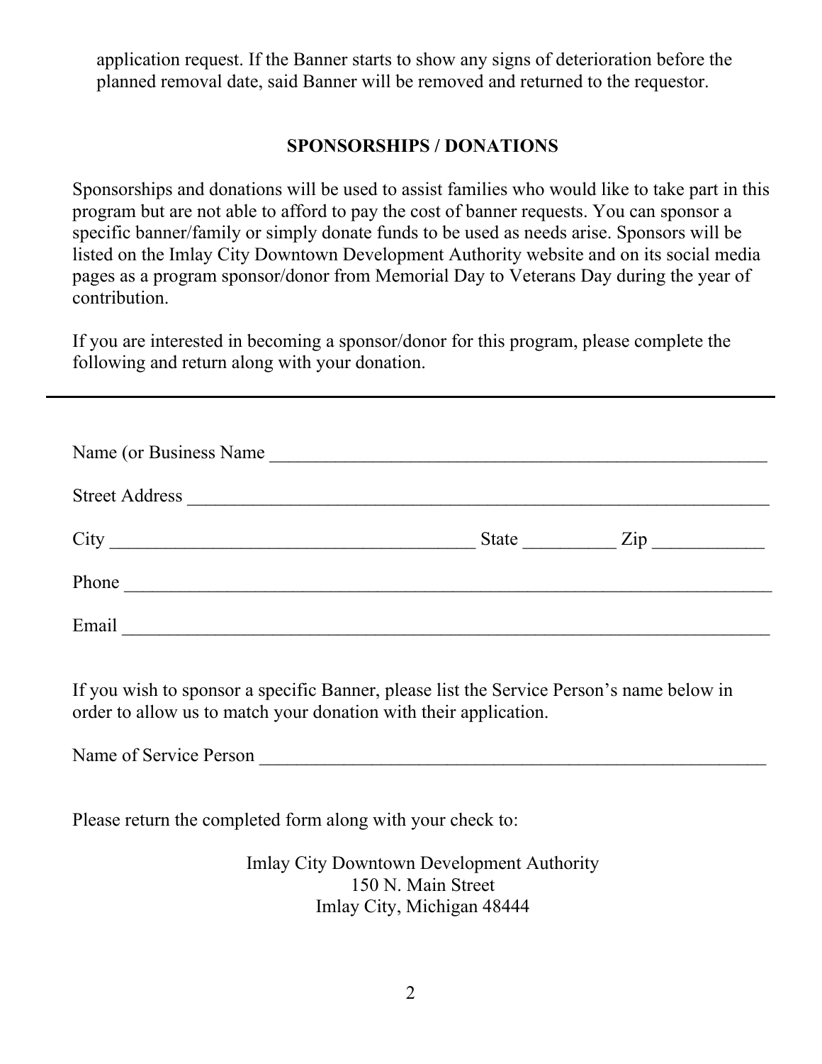application request. If the Banner starts to show any signs of deterioration before the planned removal date, said Banner will be removed and returned to the requestor.

## SPONSORSHIPS / DONATIONS

Sponsorships and donations will be used to assist families who would like to take part in this program but are not able to afford to pay the cost of banner requests. You can sponsor a specific banner/family or simply donate funds to be used as needs arise. Sponsors will be listed on the Imlay City Downtown Development Authority website and on its social media pages as a program sponsor/donor from Memorial Day to Veterans Day during the year of contribution.

If you are interested in becoming a sponsor/donor for this program, please complete the following and return along with your donation.

---

Name (or Business Name ________________________________________________________

Street Address _______________________________________________________________

City ______________________________________ State __________ Zip ____________

Phone _____________________________________________________________________

Email _____________________________________________________________________

If you wish to sponsor a specific Banner, please list the Service Person's name below in order to allow us to match your donation with their application.

Name of Service Person _________________________________________________________

Please return the completed form along with your check to:

Imlay City Downtown Development Authority
150 N. Main Street
Imlay City, Michigan 48444